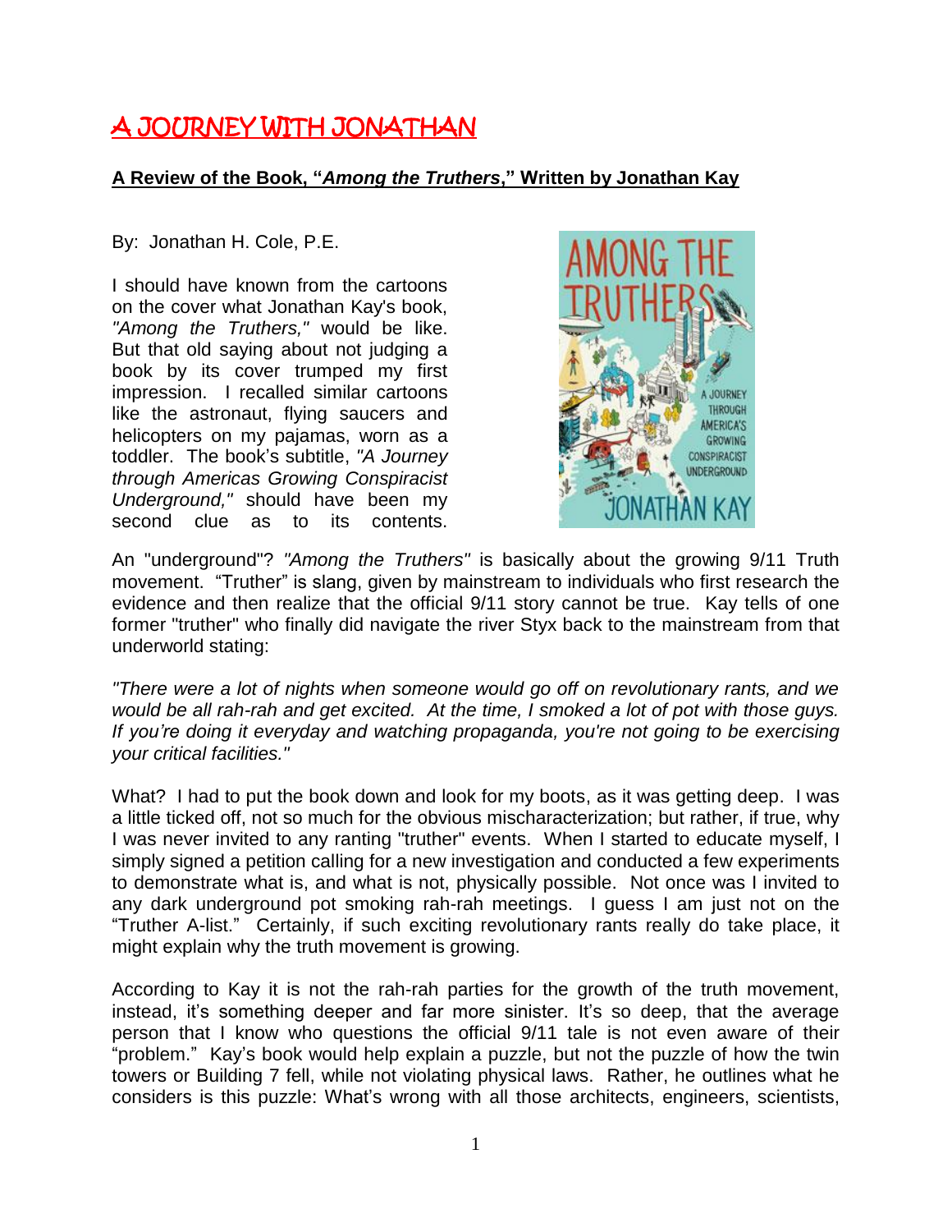# A JOURNEY WITH JONATHAN

**A Review of the Book, "*Among the Truthers*," Written by Jonathan Kay**

By: Jonathan H. Cole, P.E.

I should have known from the cartoons on the cover what Jonathan Kay's book, *"Among the Truthers,"* would be like. But that old saying about not judging a book by its cover trumped my first impression. I recalled similar cartoons like the astronaut, flying saucers and helicopters on my pajamas, worn as a toddler. The book's subtitle, *"A Journey through Americas Growing Conspiracist Underground,"* should have been my second clue as to its contents. An "underground"? *"Among the Truthers"* is basically about the growing 9/11 Truth movement. "Truther" is slang, given by mainstream to individuals who first research the evidence and then realize that the official 9/11 story cannot be true. Kay tells of one former "truther" who finally did navigate the river Styx back to the mainstream from that underworld stating:

*"There were a lot of nights when someone would go off on revolutionary rants, and we would be all rah-rah and get excited. At the time, I smoked a lot of pot with those guys. If you're doing it everyday and watching propaganda, you're not going to be exercising your critical facilities."*

What? I had to put the book down and look for my boots, as it was getting deep. I was a little ticked off, not so much for the obvious mischaracterization; but rather, if true, why I was never invited to any ranting "truther" events. When I started to educate myself, I simply signed a petition calling for a new investigation and conducted a few experiments to demonstrate what is, and what is not, physically possible. Not once was I invited to any dark underground pot smoking rah-rah meetings. I guess I am just not on the "Truther A-list." Certainly, if such exciting revolutionary rants really do take place, it might explain why the truth movement is growing.

According to Kay it is not the rah-rah parties for the growth of the truth movement, instead, it's something deeper and far more sinister. It's so deep, that the average person that I know who questions the official 9/11 tale is not even aware of their "problem." Kay's book would help explain a puzzle, but not the puzzle of how the twin towers or Building 7 fell, while not violating physical laws. Rather, he outlines what he considers is this puzzle: What's wrong with all those architects, engineers, scientists,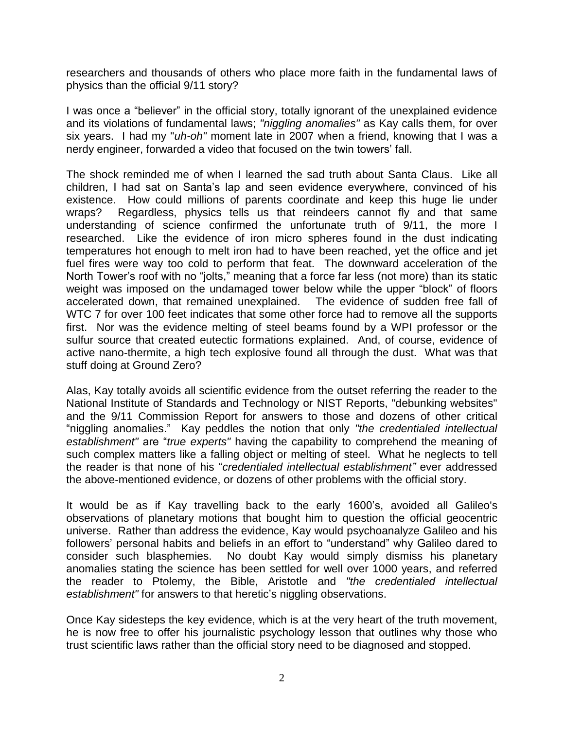researchers and thousands of others who place more faith in the fundamental laws of physics than the official 9/11 story?

I was once a "believer" in the official story, totally ignorant of the unexplained evidence and its violations of fundamental laws; *"niggling anomalies"* as Kay calls them, for over six years. I had my "*uh-oh"* moment late in 2007 when a friend, knowing that I was a nerdy engineer, forwarded a video that focused on the twin towers' fall.

The shock reminded me of when I learned the sad truth about Santa Claus. Like all children, I had sat on Santa's lap and seen evidence everywhere, convinced of his existence. How could millions of parents coordinate and keep this huge lie under wraps? Regardless, physics tells us that reindeers cannot fly and that same understanding of science confirmed the unfortunate truth of 9/11, the more I researched. Like the evidence of iron micro spheres found in the dust indicating temperatures hot enough to melt iron had to have been reached, yet the office and jet fuel fires were way too cold to perform that feat. The downward acceleration of the North Tower's roof with no "jolts," meaning that a force far less (not more) than its static weight was imposed on the undamaged tower below while the upper "block" of floors accelerated down, that remained unexplained. The evidence of sudden free fall of WTC 7 for over 100 feet indicates that some other force had to remove all the supports first. Nor was the evidence melting of steel beams found by a WPI professor or the sulfur source that created eutectic formations explained. And, of course, evidence of active nano-thermite, a high tech explosive found all through the dust. What was that stuff doing at Ground Zero?

Alas, Kay totally avoids all scientific evidence from the outset referring the reader to the National Institute of Standards and Technology or NIST Reports, "debunking websites" and the 9/11 Commission Report for answers to those and dozens of other critical "niggling anomalies." Kay peddles the notion that only *"the credentialed intellectual establishment"* are "*true experts"* having the capability to comprehend the meaning of such complex matters like a falling object or melting of steel. What he neglects to tell the reader is that none of his "*credentialed intellectual establishment"* ever addressed the above-mentioned evidence, or dozens of other problems with the official story.

It would be as if Kay travelling back to the early 1600's, avoided all Galileo's observations of planetary motions that bought him to question the official geocentric universe. Rather than address the evidence, Kay would psychoanalyze Galileo and his followers' personal habits and beliefs in an effort to "understand" why Galileo dared to consider such blasphemies. No doubt Kay would simply dismiss his planetary anomalies stating the science has been settled for well over 1000 years, and referred the reader to Ptolemy, the Bible, Aristotle and *"the credentialed intellectual establishment"* for answers to that heretic's niggling observations.

Once Kay sidesteps the key evidence, which is at the very heart of the truth movement, he is now free to offer his journalistic psychology lesson that outlines why those who trust scientific laws rather than the official story need to be diagnosed and stopped.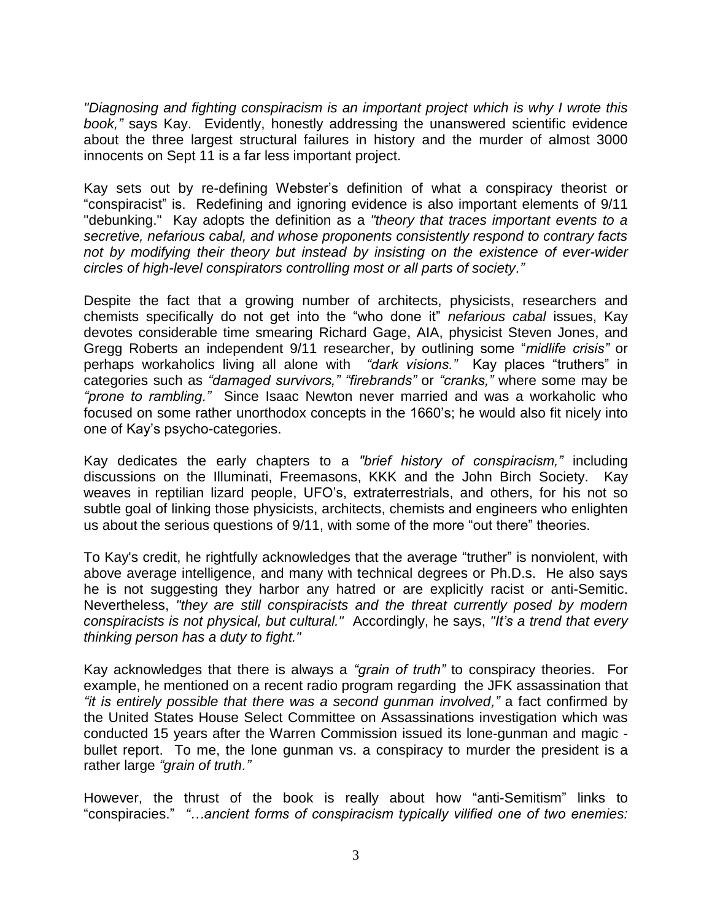*"Diagnosing and fighting conspiracism is an important project which is why I wrote this book,"* says Kay. Evidently, honestly addressing the unanswered scientific evidence about the three largest structural failures in history and the murder of almost 3000 innocents on Sept 11 is a far less important project.

Kay sets out by re-defining Webster's definition of what a conspiracy theorist or "conspiracist" is. Redefining and ignoring evidence is also important elements of 9/11 "debunking." Kay adopts the definition as a *"theory that traces important events to a secretive, nefarious cabal, and whose proponents consistently respond to contrary facts not by modifying their theory but instead by insisting on the existence of ever-wider circles of high-level conspirators controlling most or all parts of society."*

Despite the fact that a growing number of architects, physicists, researchers and chemists specifically do not get into the "who done it" *nefarious cabal* issues, Kay devotes considerable time smearing Richard Gage, AIA, physicist Steven Jones, and Gregg Roberts an independent 9/11 researcher, by outlining some "*midlife crisis"* or perhaps workaholics living all alone with *"dark visions."* Kay places "truthers" in categories such as *"damaged survivors," "firebrands"* or *"cranks,"* where some may be *"prone to rambling."* Since Isaac Newton never married and was a workaholic who focused on some rather unorthodox concepts in the 1660's; he would also fit nicely into one of Kay's psycho-categories.

Kay dedicates the early chapters to a *"brief history of conspiracism,"* including discussions on the Illuminati, Freemasons, KKK and the John Birch Society. Kay weaves in reptilian lizard people, UFO's, extraterrestrials, and others, for his not so subtle goal of linking those physicists, architects, chemists and engineers who enlighten us about the serious questions of 9/11, with some of the more "out there" theories.

To Kay's credit, he rightfully acknowledges that the average "truther" is nonviolent, with above average intelligence, and many with technical degrees or Ph.D.s. He also says he is not suggesting they harbor any hatred or are explicitly racist or anti-Semitic. Nevertheless, *"they are still conspiracists and the threat currently posed by modern conspiracists is not physical, but cultural."* Accordingly, he says, *"It's a trend that every thinking person has a duty to fight."*

Kay acknowledges that there is always a *"grain of truth"* to conspiracy theories. For example, he mentioned on a recent radio program regarding the JFK assassination that *"it is entirely possible that there was a second gunman involved,"* a fact confirmed by the United States House Select Committee on Assassinations investigation which was conducted 15 years after the Warren Commission issued its lone-gunman and magic - bullet report. To me, the lone gunman vs. a conspiracy to murder the president is a rather large *"grain of truth."*

However, the thrust of the book is really about how "anti-Semitism" links to "conspiracies." *"…ancient forms of conspiracism typically vilified one of two enemies:*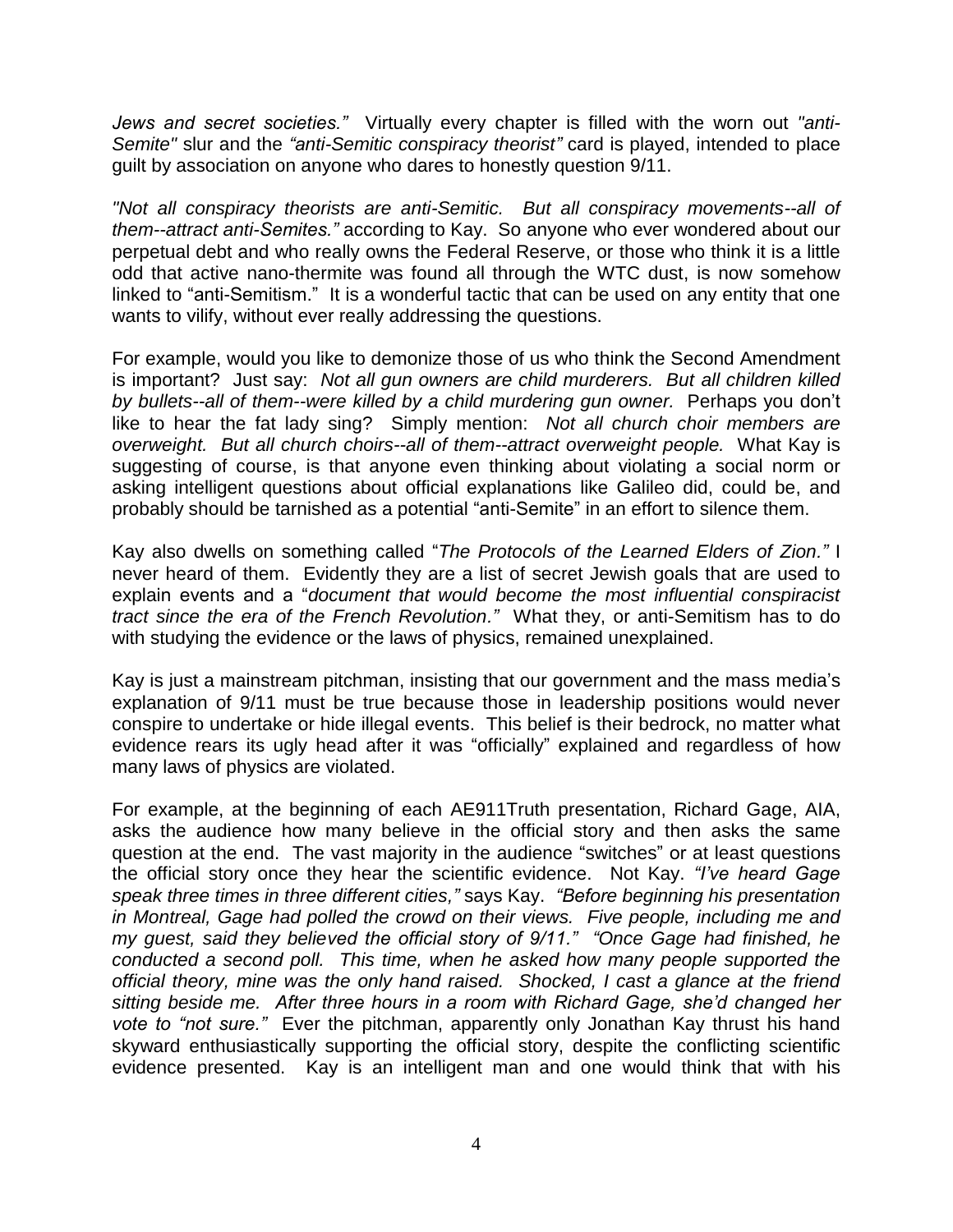*Jews and secret societies."* Virtually every chapter is filled with the worn out *"anti-Semite"* slur and the *"anti-Semitic conspiracy theorist"* card is played, intended to place guilt by association on anyone who dares to honestly question 9/11.

*"Not all conspiracy theorists are anti-Semitic. But all conspiracy movements--all of them--attract anti-Semites."* according to Kay. So anyone who ever wondered about our perpetual debt and who really owns the Federal Reserve, or those who think it is a little odd that active nano-thermite was found all through the WTC dust, is now somehow linked to "anti-Semitism." It is a wonderful tactic that can be used on any entity that one wants to vilify, without ever really addressing the questions.

For example, would you like to demonize those of us who think the Second Amendment is important? Just say: *Not all gun owners are child murderers. But all children killed by bullets--all of them--were killed by a child murdering gun owner.* Perhaps you don't like to hear the fat lady sing? Simply mention: *Not all church choir members are overweight. But all church choirs--all of them--attract overweight people.* What Kay is suggesting of course, is that anyone even thinking about violating a social norm or asking intelligent questions about official explanations like Galileo did, could be, and probably should be tarnished as a potential "anti-Semite" in an effort to silence them.

Kay also dwells on something called "*The Protocols of the Learned Elders of Zion."* I never heard of them. Evidently they are a list of secret Jewish goals that are used to explain events and a "*document that would become the most influential conspiracist tract since the era of the French Revolution."* What they, or anti-Semitism has to do with studying the evidence or the laws of physics, remained unexplained.

Kay is just a mainstream pitchman, insisting that our government and the mass media's explanation of 9/11 must be true because those in leadership positions would never conspire to undertake or hide illegal events. This belief is their bedrock, no matter what evidence rears its ugly head after it was "officially" explained and regardless of how many laws of physics are violated.

For example, at the beginning of each AE911Truth presentation, Richard Gage, AIA, asks the audience how many believe in the official story and then asks the same question at the end. The vast majority in the audience "switches" or at least questions the official story once they hear the scientific evidence. Not Kay. *"I've heard Gage speak three times in three different cities,"* says Kay. *"Before beginning his presentation in Montreal, Gage had polled the crowd on their views. Five people, including me and my guest, said they believed the official story of 9/11." "Once Gage had finished, he conducted a second poll. This time, when he asked how many people supported the official theory, mine was the only hand raised. Shocked, I cast a glance at the friend sitting beside me. After three hours in a room with Richard Gage, she'd changed her vote to "not sure."* Ever the pitchman, apparently only Jonathan Kay thrust his hand skyward enthusiastically supporting the official story, despite the conflicting scientific evidence presented. Kay is an intelligent man and one would think that with his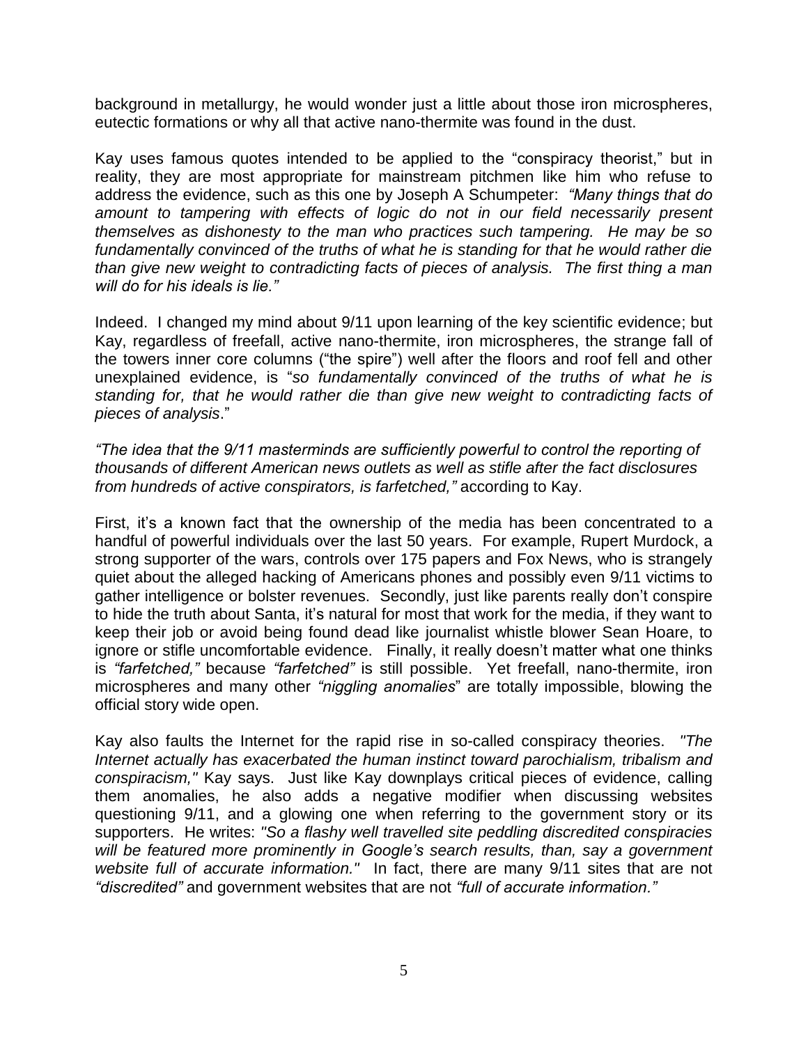background in metallurgy, he would wonder just a little about those iron microspheres, eutectic formations or why all that active nano-thermite was found in the dust.

Kay uses famous quotes intended to be applied to the "conspiracy theorist," but in reality, they are most appropriate for mainstream pitchmen like him who refuse to address the evidence, such as this one by Joseph A Schumpeter: *"Many things that do amount to tampering with effects of logic do not in our field necessarily present themselves as dishonesty to the man who practices such tampering. He may be so fundamentally convinced of the truths of what he is standing for that he would rather die than give new weight to contradicting facts of pieces of analysis. The first thing a man will do for his ideals is lie."*

Indeed. I changed my mind about 9/11 upon learning of the key scientific evidence; but Kay, regardless of freefall, active nano-thermite, iron microspheres, the strange fall of the towers inner core columns ("the spire") well after the floors and roof fell and other unexplained evidence, is "*so fundamentally convinced of the truths of what he is standing for, that he would rather die than give new weight to contradicting facts of pieces of analysis*."

*"The idea that the 9/11 masterminds are sufficiently powerful to control the reporting of thousands of different American news outlets as well as stifle after the fact disclosures from hundreds of active conspirators, is farfetched,"* according to Kay.

First, it's a known fact that the ownership of the media has been concentrated to a handful of powerful individuals over the last 50 years. For example, Rupert Murdock, a strong supporter of the wars, controls over 175 papers and Fox News, who is strangely quiet about the alleged hacking of Americans phones and possibly even 9/11 victims to gather intelligence or bolster revenues. Secondly, just like parents really don't conspire to hide the truth about Santa, it's natural for most that work for the media, if they want to keep their job or avoid being found dead like journalist whistle blower Sean Hoare, to ignore or stifle uncomfortable evidence. Finally, it really doesn't matter what one thinks is *"farfetched,"* because *"farfetched"* is still possible. Yet freefall, nano-thermite, iron microspheres and many other *"niggling anomalies*" are totally impossible, blowing the official story wide open.

Kay also faults the Internet for the rapid rise in so-called conspiracy theories. *"The Internet actually has exacerbated the human instinct toward parochialism, tribalism and conspiracism,"* Kay says. Just like Kay downplays critical pieces of evidence, calling them anomalies, he also adds a negative modifier when discussing websites questioning 9/11, and a glowing one when referring to the government story or its supporters. He writes: *"So a flashy well travelled site peddling discredited conspiracies will be featured more prominently in Google's search results, than, say a government website full of accurate information."* In fact, there are many 9/11 sites that are not *"discredited"* and government websites that are not *"full of accurate information."*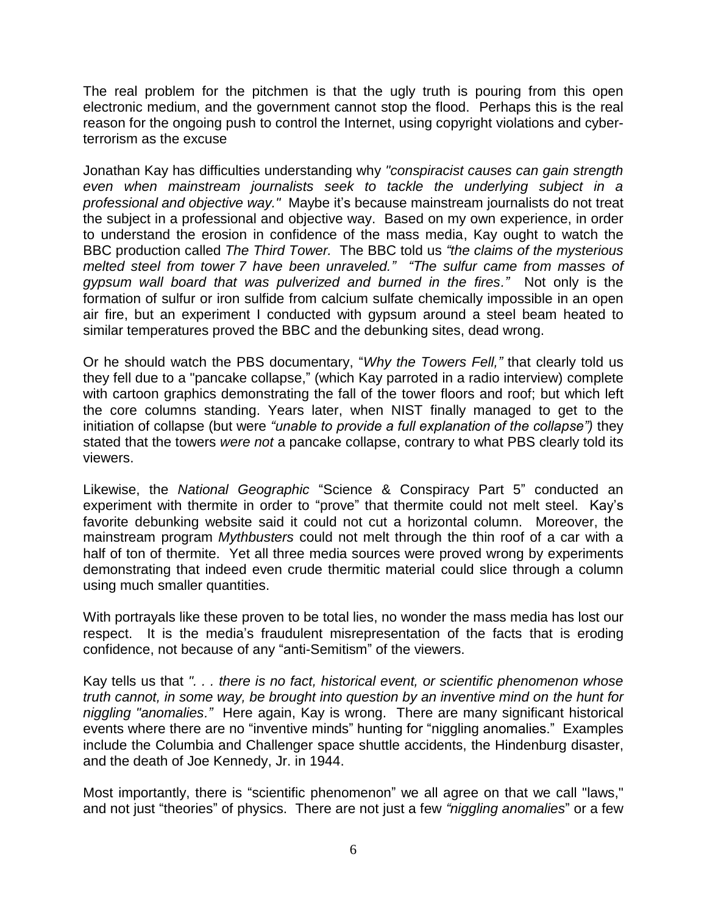The real problem for the pitchmen is that the ugly truth is pouring from this open electronic medium, and the government cannot stop the flood. Perhaps this is the real reason for the ongoing push to control the Internet, using copyright violations and cyber-terrorism as the excuse

Jonathan Kay has difficulties understanding why *"conspiracist causes can gain strength even when mainstream journalists seek to tackle the underlying subject in a professional and objective way."* Maybe it's because mainstream journalists do not treat the subject in a professional and objective way. Based on my own experience, in order to understand the erosion in confidence of the mass media, Kay ought to watch the BBC production called *The Third Tower.* The BBC told us *"the claims of the mysterious melted steel from tower 7 have been unraveled." "The sulfur came from masses of gypsum wall board that was pulverized and burned in the fires."* Not only is the formation of sulfur or iron sulfide from calcium sulfate chemically impossible in an open air fire, but an experiment I conducted with gypsum around a steel beam heated to similar temperatures proved the BBC and the debunking sites, dead wrong.

Or he should watch the PBS documentary, "*Why the Towers Fell,"* that clearly told us they fell due to a "pancake collapse," (which Kay parroted in a radio interview) complete with cartoon graphics demonstrating the fall of the tower floors and roof; but which left the core columns standing. Years later, when NIST finally managed to get to the initiation of collapse (but were *"unable to provide a full explanation of the collapse")* they stated that the towers *were not* a pancake collapse, contrary to what PBS clearly told its viewers.

Likewise, the *National Geographic* "Science & Conspiracy Part 5" conducted an experiment with thermite in order to "prove" that thermite could not melt steel. Kay's favorite debunking website said it could not cut a horizontal column. Moreover, the mainstream program *Mythbusters* could not melt through the thin roof of a car with a half of ton of thermite. Yet all three media sources were proved wrong by experiments demonstrating that indeed even crude thermitic material could slice through a column using much smaller quantities.

With portrayals like these proven to be total lies, no wonder the mass media has lost our respect. It is the media's fraudulent misrepresentation of the facts that is eroding confidence, not because of any "anti-Semitism" of the viewers.

Kay tells us that *". . . there is no fact, historical event, or scientific phenomenon whose truth cannot, in some way, be brought into question by an inventive mind on the hunt for niggling "anomalies."* Here again, Kay is wrong. There are many significant historical events where there are no "inventive minds" hunting for "niggling anomalies." Examples include the Columbia and Challenger space shuttle accidents, the Hindenburg disaster, and the death of Joe Kennedy, Jr. in 1944.

Most importantly, there is "scientific phenomenon" we all agree on that we call "laws," and not just "theories" of physics. There are not just a few *"niggling anomalies"* or a few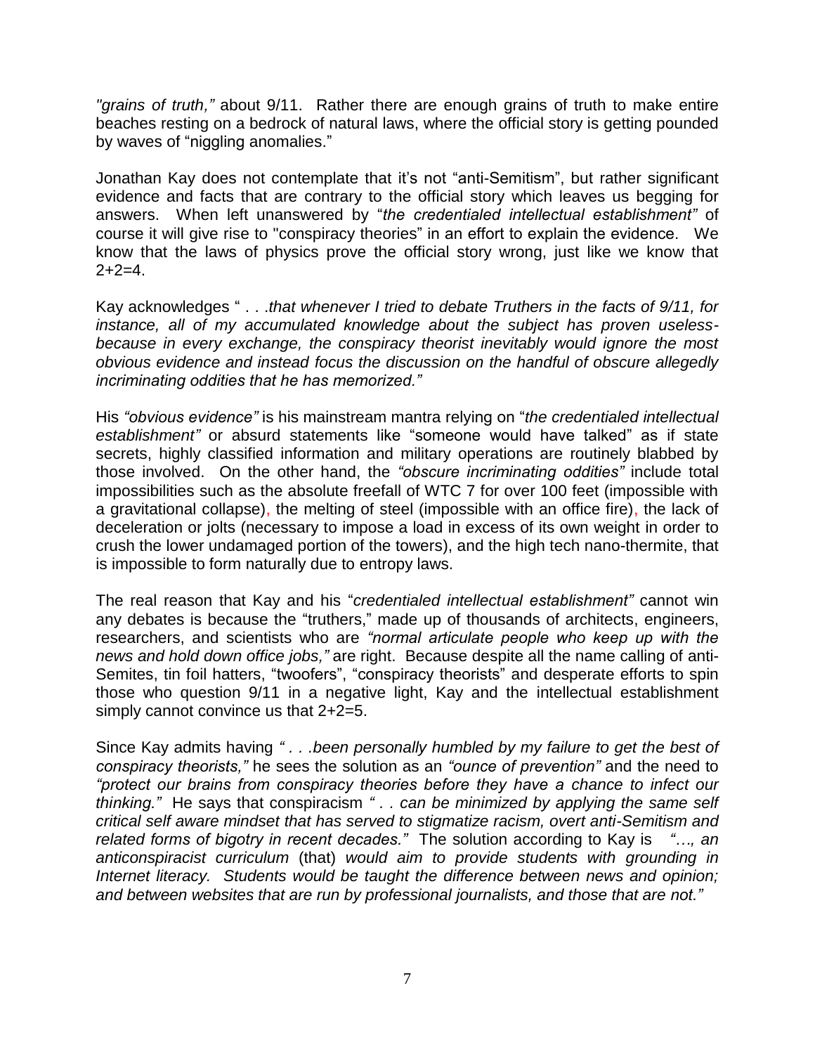*"grains of truth,"* about 9/11. Rather there are enough grains of truth to make entire beaches resting on a bedrock of natural laws, where the official story is getting pounded by waves of "niggling anomalies."

Jonathan Kay does not contemplate that it's not "anti-Semitism", but rather significant evidence and facts that are contrary to the official story which leaves us begging for answers. When left unanswered by "*the credentialed intellectual establishment"* of course it will give rise to "conspiracy theories" in an effort to explain the evidence. We know that the laws of physics prove the official story wrong, just like we know that 2+2=4.

Kay acknowledges " . . .*that whenever I tried to debate Truthers in the facts of 9/11, for instance, all of my accumulated knowledge about the subject has proven useless-because in every exchange, the conspiracy theorist inevitably would ignore the most obvious evidence and instead focus the discussion on the handful of obscure allegedly incriminating oddities that he has memorized."*

His *"obvious evidence"* is his mainstream mantra relying on "*the credentialed intellectual establishment"* or absurd statements like "someone would have talked" as if state secrets, highly classified information and military operations are routinely blabbed by those involved. On the other hand, the *"obscure incriminating oddities"* include total impossibilities such as the absolute freefall of WTC 7 for over 100 feet (impossible with a gravitational collapse), the melting of steel (impossible with an office fire), the lack of deceleration or jolts (necessary to impose a load in excess of its own weight in order to crush the lower undamaged portion of the towers), and the high tech nano-thermite, that is impossible to form naturally due to entropy laws.

The real reason that Kay and his "*credentialed intellectual establishment"* cannot win any debates is because the "truthers," made up of thousands of architects, engineers, researchers, and scientists who are *"normal articulate people who keep up with the news and hold down office jobs,"* are right. Because despite all the name calling of anti-Semites, tin foil hatters, "twoofers", "conspiracy theorists" and desperate efforts to spin those who question 9/11 in a negative light, Kay and the intellectual establishment simply cannot convince us that 2+2=5.

Since Kay admits having *" . . .been personally humbled by my failure to get the best of conspiracy theorists,"* he sees the solution as an *"ounce of prevention"* and the need to *"protect our brains from conspiracy theories before they have a chance to infect our thinking."* He says that conspiracism *" . . can be minimized by applying the same self critical self aware mindset that has served to stigmatize racism, overt anti-Semitism and related forms of bigotry in recent decades."* The solution according to Kay is *"…, an anticonspiracist curriculum* (that) *would aim to provide students with grounding in Internet literacy. Students would be taught the difference between news and opinion; and between websites that are run by professional journalists, and those that are not."*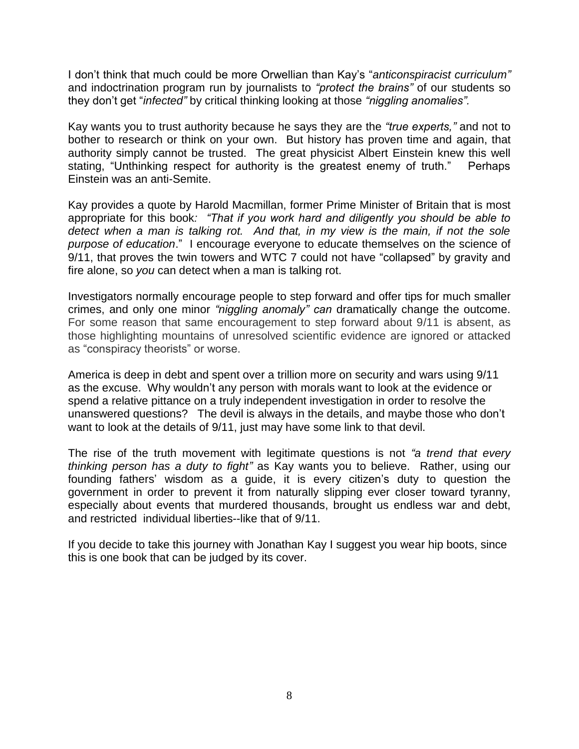I don't think that much could be more Orwellian than Kay's "*anticonspiracist curriculum"* and indoctrination program run by journalists to *"protect the brains"* of our students so they don't get "*infected"* by critical thinking looking at those *"niggling anomalies"*.

Kay wants you to trust authority because he says they are the *"true experts,"* and not to bother to research or think on your own. But history has proven time and again, that authority simply cannot be trusted. The great physicist Albert Einstein knew this well stating, "Unthinking respect for authority is the greatest enemy of truth." Perhaps Einstein was an anti-Semite.

Kay provides a quote by Harold Macmillan, former Prime Minister of Britain that is most appropriate for this book: *"That if you work hard and diligently you should be able to detect when a man is talking rot. And that, in my view is the main, if not the sole purpose of education*." I encourage everyone to educate themselves on the science of 9/11, that proves the twin towers and WTC 7 could not have "collapsed" by gravity and fire alone, so *you* can detect when a man is talking rot.

Investigators normally encourage people to step forward and offer tips for much smaller crimes, and only one minor *"niggling anomaly" can* dramatically change the outcome. For some reason that same encouragement to step forward about 9/11 is absent, as those highlighting mountains of unresolved scientific evidence are ignored or attacked as "conspiracy theorists" or worse.

America is deep in debt and spent over a trillion more on security and wars using 9/11 as the excuse. Why wouldn't any person with morals want to look at the evidence or spend a relative pittance on a truly independent investigation in order to resolve the unanswered questions? The devil is always in the details, and maybe those who don't want to look at the details of 9/11, just may have some link to that devil.

The rise of the truth movement with legitimate questions is not *"a trend that every thinking person has a duty to fight"* as Kay wants you to believe. Rather, using our founding fathers' wisdom as a guide, it is every citizen's duty to question the government in order to prevent it from naturally slipping ever closer toward tyranny, especially about events that murdered thousands, brought us endless war and debt, and restricted individual liberties--like that of 9/11.

If you decide to take this journey with Jonathan Kay I suggest you wear hip boots, since this is one book that can be judged by its cover.